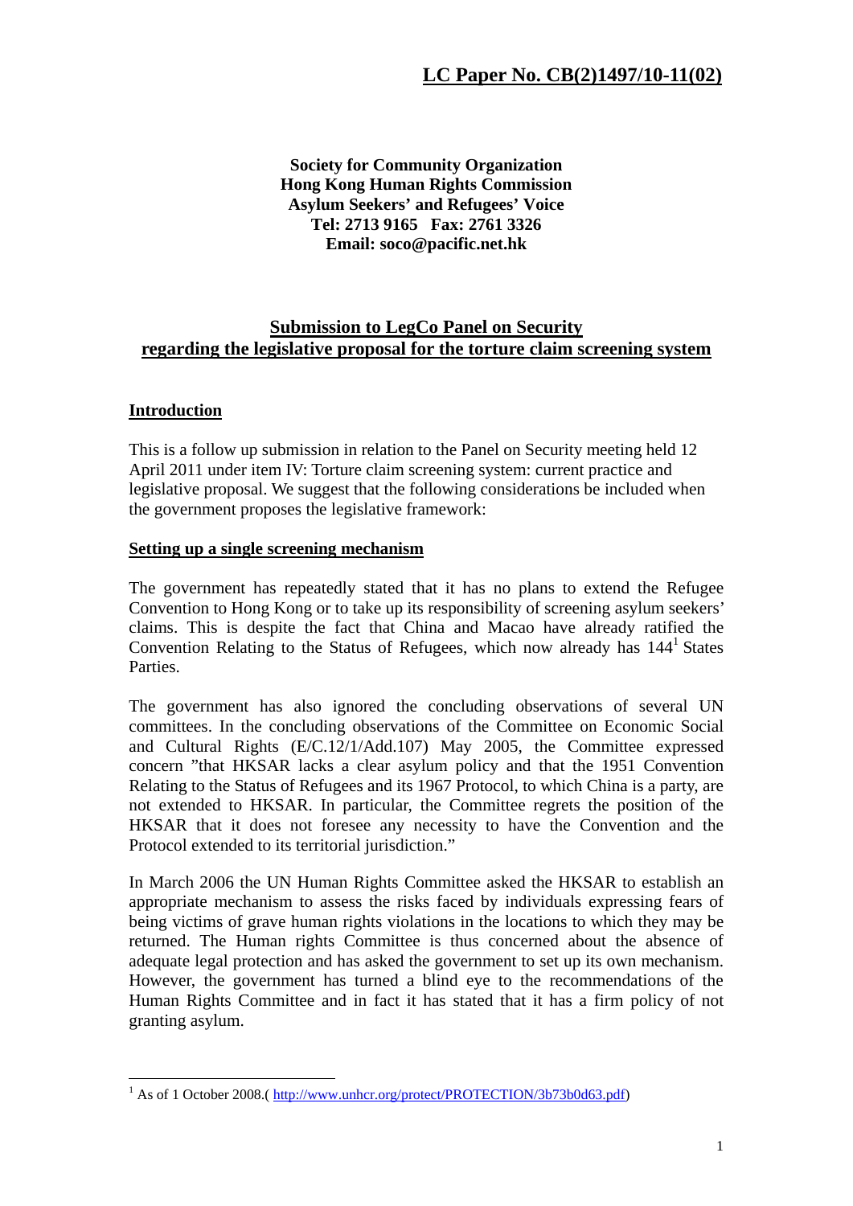**LC Paper No. CB(2)1497/10-11(02)**

**Society for Community Organization**
**Hong Kong Human Rights Commission**
**Asylum Seekers' and Refugees' Voice**
**Tel: 2713 9165 Fax: 2761 3326**
**Email: soco@pacific.net.hk**

## Submission to LegCo Panel on Security regarding the legislative proposal for the torture claim screening system

### Introduction

This is a follow up submission in relation to the Panel on Security meeting held 12 April 2011 under item IV: Torture claim screening system: current practice and legislative proposal. We suggest that the following considerations be included when the government proposes the legislative framework:

### Setting up a single screening mechanism

The government has repeatedly stated that it has no plans to extend the Refugee Convention to Hong Kong or to take up its responsibility of screening asylum seekers' claims. This is despite the fact that China and Macao have already ratified the Convention Relating to the Status of Refugees, which now already has 144[1] States Parties.

The government has also ignored the concluding observations of several UN committees. In the concluding observations of the Committee on Economic Social and Cultural Rights (E/C.12/1/Add.107) May 2005, the Committee expressed concern "that HKSAR lacks a clear asylum policy and that the 1951 Convention Relating to the Status of Refugees and its 1967 Protocol, to which China is a party, are not extended to HKSAR. In particular, the Committee regrets the position of the HKSAR that it does not foresee any necessity to have the Convention and the Protocol extended to its territorial jurisdiction."

In March 2006 the UN Human Rights Committee asked the HKSAR to establish an appropriate mechanism to assess the risks faced by individuals expressing fears of being victims of grave human rights violations in the locations to which they may be returned. The Human rights Committee is thus concerned about the absence of adequate legal protection and has asked the government to set up its own mechanism. However, the government has turned a blind eye to the recommendations of the Human Rights Committee and in fact it has stated that it has a firm policy of not granting asylum.

---

[1] As of 1 October 2008.( http://www.unhcr.org/protect/PROTECTION/3b73b0d63.pdf)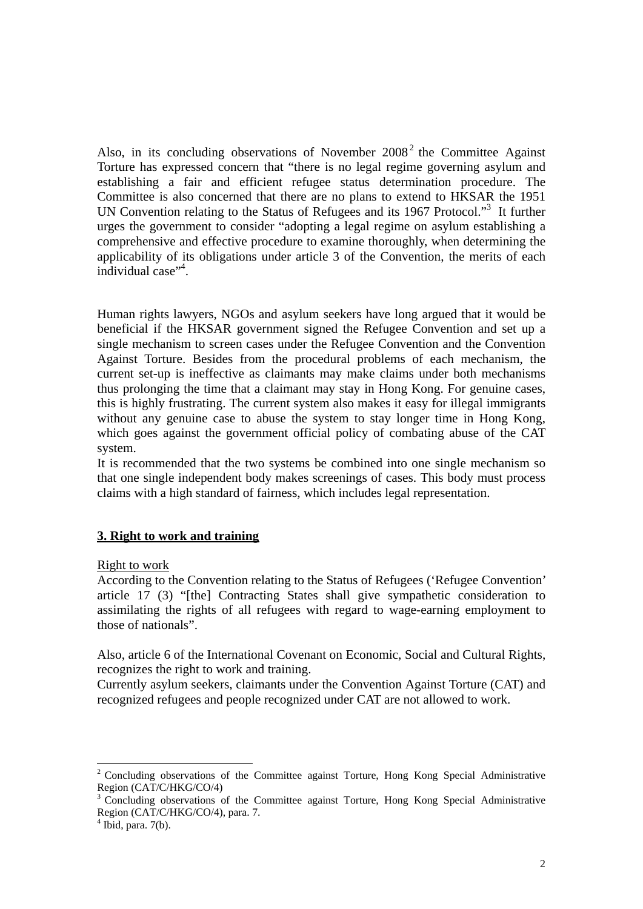Also, in its concluding observations of November 2008[2] the Committee Against Torture has expressed concern that "there is no legal regime governing asylum and establishing a fair and efficient refugee status determination procedure. The Committee is also concerned that there are no plans to extend to HKSAR the 1951 UN Convention relating to the Status of Refugees and its 1967 Protocol."[3] It further urges the government to consider "adopting a legal regime on asylum establishing a comprehensive and effective procedure to examine thoroughly, when determining the applicability of its obligations under article 3 of the Convention, the merits of each individual case"[4].

Human rights lawyers, NGOs and asylum seekers have long argued that it would be beneficial if the HKSAR government signed the Refugee Convention and set up a single mechanism to screen cases under the Refugee Convention and the Convention Against Torture. Besides from the procedural problems of each mechanism, the current set-up is ineffective as claimants may make claims under both mechanisms thus prolonging the time that a claimant may stay in Hong Kong. For genuine cases, this is highly frustrating. The current system also makes it easy for illegal immigrants without any genuine case to abuse the system to stay longer time in Hong Kong, which goes against the government official policy of combating abuse of the CAT system.

It is recommended that the two systems be combined into one single mechanism so that one single independent body makes screenings of cases. This body must process claims with a high standard of fairness, which includes legal representation.

## 3. Right to work and training

Right to work

According to the Convention relating to the Status of Refugees ('Refugee Convention' article 17 (3) "[the] Contracting States shall give sympathetic consideration to assimilating the rights of all refugees with regard to wage-earning employment to those of nationals".

Also, article 6 of the International Covenant on Economic, Social and Cultural Rights, recognizes the right to work and training.

Currently asylum seekers, claimants under the Convention Against Torture (CAT) and recognized refugees and people recognized under CAT are not allowed to work.

---

[2] Concluding observations of the Committee against Torture, Hong Kong Special Administrative Region (CAT/C/HKG/CO/4)

[3] Concluding observations of the Committee against Torture, Hong Kong Special Administrative Region (CAT/C/HKG/CO/4), para. 7.

[4] Ibid, para. 7(b).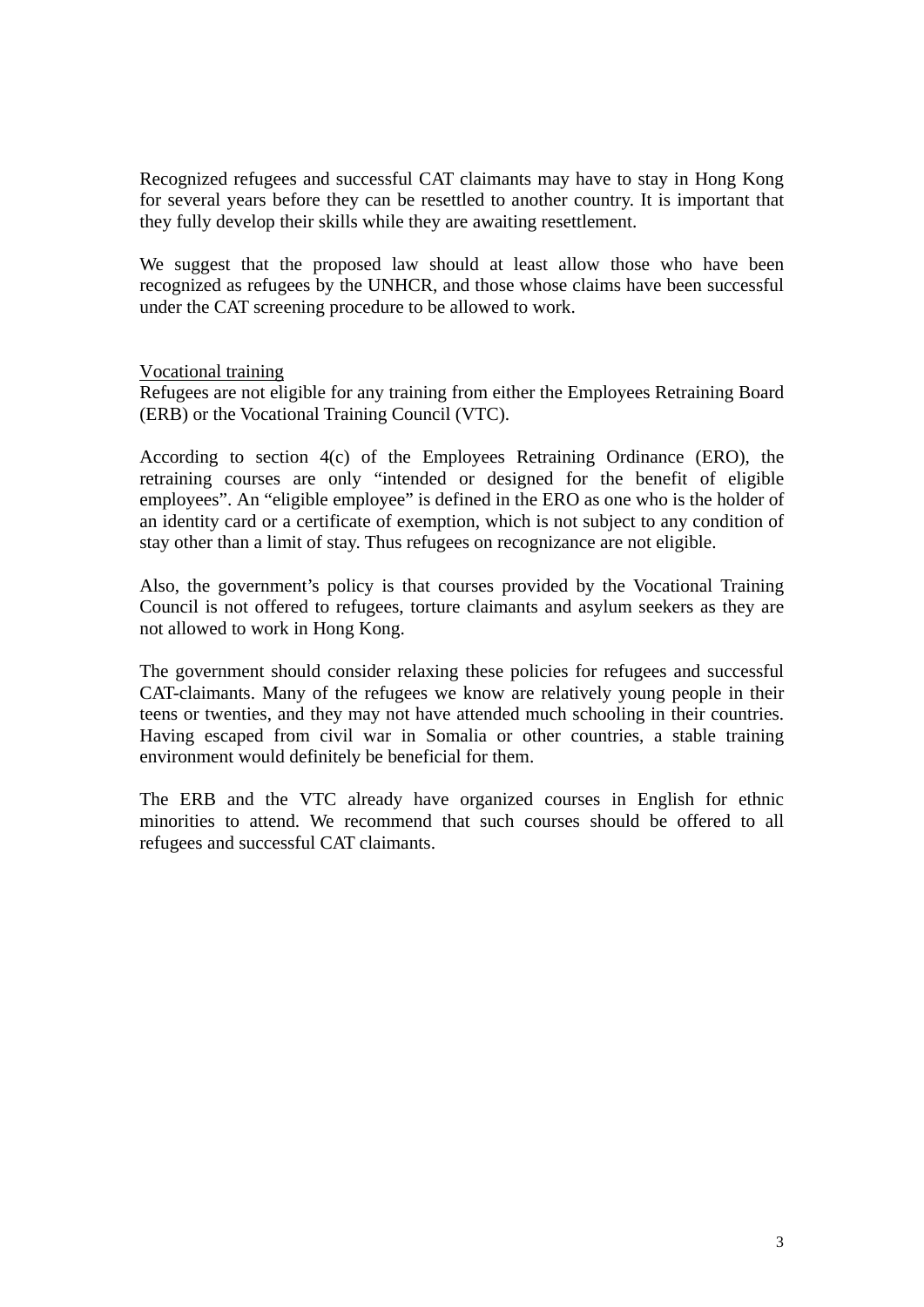Recognized refugees and successful CAT claimants may have to stay in Hong Kong for several years before they can be resettled to another country. It is important that they fully develop their skills while they are awaiting resettlement.

We suggest that the proposed law should at least allow those who have been recognized as refugees by the UNHCR, and those whose claims have been successful under the CAT screening procedure to be allowed to work.

<u>Vocational training</u>

Refugees are not eligible for any training from either the Employees Retraining Board (ERB) or the Vocational Training Council (VTC).

According to section 4(c) of the Employees Retraining Ordinance (ERO), the retraining courses are only "intended or designed for the benefit of eligible employees". An "eligible employee" is defined in the ERO as one who is the holder of an identity card or a certificate of exemption, which is not subject to any condition of stay other than a limit of stay. Thus refugees on recognizance are not eligible.

Also, the government's policy is that courses provided by the Vocational Training Council is not offered to refugees, torture claimants and asylum seekers as they are not allowed to work in Hong Kong.

The government should consider relaxing these policies for refugees and successful CAT-claimants. Many of the refugees we know are relatively young people in their teens or twenties, and they may not have attended much schooling in their countries. Having escaped from civil war in Somalia or other countries, a stable training environment would definitely be beneficial for them.

The ERB and the VTC already have organized courses in English for ethnic minorities to attend. We recommend that such courses should be offered to all refugees and successful CAT claimants.